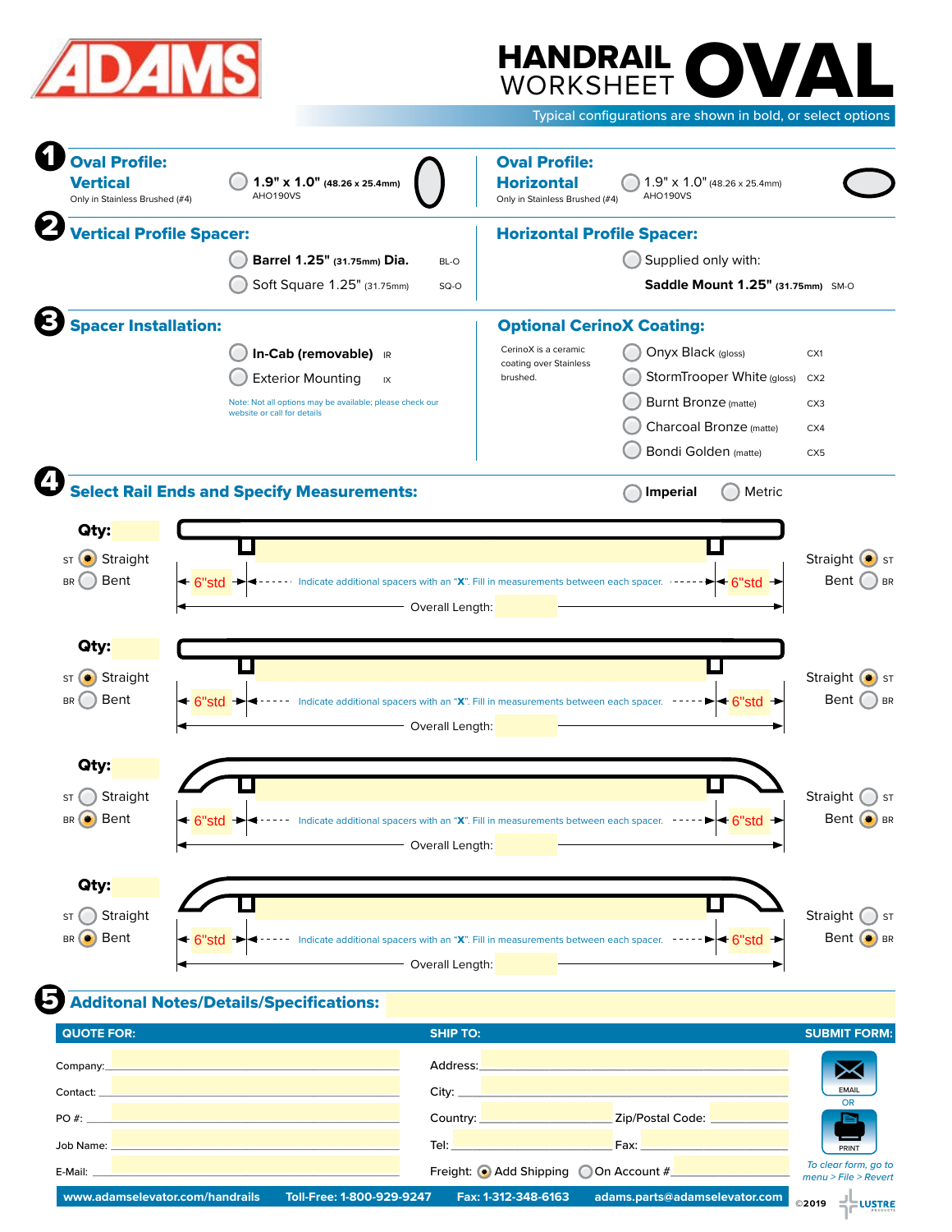# ADAMS

# HANDRAIL WORKSHEET OVAL

Typical configurations are shown in bold, or select options

## 1 Oval Profile: Vertical

Only in Stainless Brushed (#4)

- **1.9" x 1.0"** (48.26 x 25.4mm) AHO190VS

## Oval Profile: Horizontal

Only in Stainless Brushed (#4)

- 1.9" x 1.0" (48.26 x 25.4mm) AHO190VS

## 2 Vertical Profile Spacer:

- **Barrel 1.25"** (31.75mm) **Dia.** BL-O
- Soft Square 1.25" (31.75mm) SQ-O

## Horizontal Profile Spacer:

- Supplied only with:

**Saddle Mount 1.25"** (31.75mm) SM-O

## 3 Spacer Installation:

- **In-Cab (removable)** IR
- Exterior Mounting IX

Note: Not all options may be available; please check our website or call for details

## Optional CerinoX Coating:

CerinoX is a ceramic coating over Stainless brushed.

- Onyx Black (gloss) CX1
- StormTrooper White (gloss) CX2
- Burnt Bronze (matte) CX3
- Charcoal Bronze (matte) CX4
- Bondi Golden (matte) CX5

## 4 Select Rail Ends and Specify Measurements:

- **Imperial**
- Metric

**Qty:**

ST Straight / BR Bent — Straight ST / Bent BR

6"std — Indicate additional spacers with an "X". Fill in measurements between each spacer. — 6"std

Overall Length:

**Qty:**

ST Straight / BR Bent — Straight ST / Bent BR

6"std — Indicate additional spacers with an "X". Fill in measurements between each spacer. — 6"std

Overall Length:

**Qty:**

ST Straight / BR Bent — Straight ST / Bent BR

6"std — Indicate additional spacers with an "X". Fill in measurements between each spacer. — 6"std

Overall Length:

**Qty:**

ST Straight / BR Bent — Straight ST / Bent BR

6"std — Indicate additional spacers with an "X". Fill in measurements between each spacer. — 6"std

Overall Length:

## 5 Additonal Notes/Details/Specifications:

**QUOTE FOR:**

Company:

Contact:

PO #:

Job Name:

E-Mail:

**SHIP TO:**

Address:

City:

Country: Zip/Postal Code:

Tel: Fax:

Freight: Add Shipping / On Account #

**SUBMIT FORM:**

EMAIL

OR

PRINT

*To clear form, go to menu > File > Revert*

www.adamselevator.com/handrails | Toll-Free: 1-800-929-9247 | Fax: 1-312-348-6163 | adams.parts@adamselevator.com

©2019 LUSTRE PRODUCTS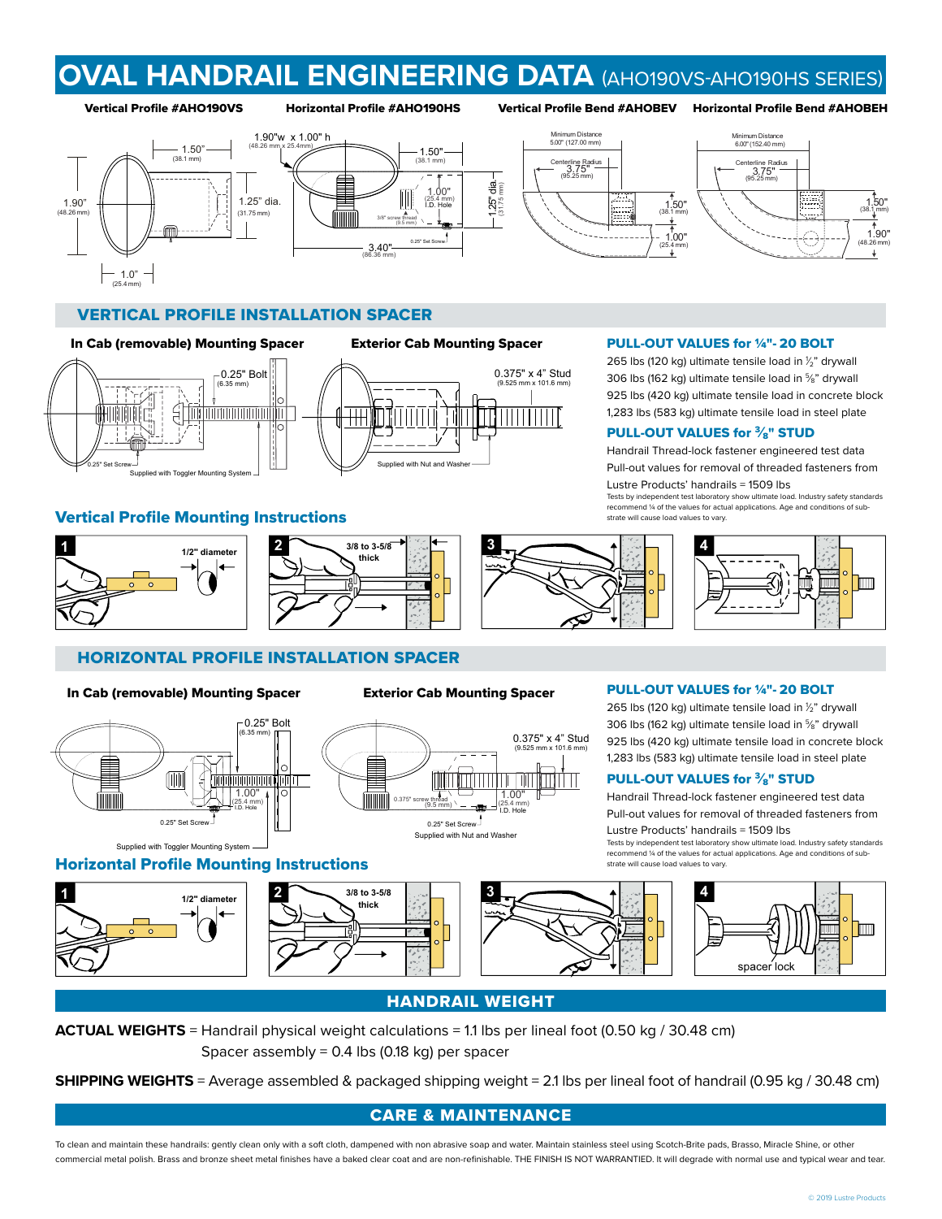# OVAL HANDRAIL ENGINEERING DATA (AHO190VS-AHO190HS SERIES)

**Vertical Profile #AHO190VS**

1.50" (38.1 mm)
1.90" (48.26 mm)
1.25" dia. (31.75 mm)
1.0" (25.4 mm)

**Horizontal Profile #AHO190HS**

1.90"w x 1.00" h (48.26 mm x 25.4mm)
1.50" (38.1 mm)
1.00" (25.4 mm) I.D. Hole
1.25" dia. (31.75 mm)
3/8" screw thread (9.5 mm)
0.25" Set Screw
3.40" (86.36 mm)

**Vertical Profile Bend #AHOBEV**

Minimum Distance 5.00" (127.00 mm)
Centerline Radius 3.75" (95.25 mm)
1.50" (38.1 mm)
1.00" (25.4 mm)

**Horizontal Profile Bend #AHOBEH**

Minimum Distance 6.00" (152.40 mm)
Centerline Radius 3.75" (95.25 mm)
1.50" (38.1 mm)
1.90" (48.26 mm)

## VERTICAL PROFILE INSTALLATION SPACER

**In Cab (removable) Mounting Spacer**

0.25" Bolt (6.35 mm)
0.25" Set Screw
Supplied with Toggler Mounting System

**Exterior Cab Mounting Spacer**

0.375" x 4" Stud (9.525 mm x 101.6 mm)
Supplied with Nut and Washer

### PULL-OUT VALUES for ¼"- 20 BOLT

265 lbs (120 kg) ultimate tensile load in ½" drywall
306 lbs (162 kg) ultimate tensile load in ⅝" drywall
925 lbs (420 kg) ultimate tensile load in concrete block
1,283 lbs (583 kg) ultimate tensile load in steel plate

### PULL-OUT VALUES for ⅜" STUD

Handrail Thread-lock fastener engineered test data
Pull-out values for removal of threaded fasteners from Lustre Products' handrails = 1509 lbs

Tests by independent test laboratory show ultimate load. Industry safety standards recommend ¼ of the values for actual applications. Age and conditions of substrate will cause load values to vary.

### Vertical Profile Mounting Instructions

1 — 1/2" diameter
2 — 3/8 to 3-5/8 thick
3
4

## HORIZONTAL PROFILE INSTALLATION SPACER

**In Cab (removable) Mounting Spacer**

0.25" Bolt (6.35 mm)
1.00" (25.4 mm) I.D. Hole
0.25" Set Screw
Supplied with Toggler Mounting System

**Exterior Cab Mounting Spacer**

0.375" x 4" Stud (9.525 mm x 101.6 mm)
0.375" screw thread (9.5 mm)
1.00" (25.4 mm) I.D. Hole
0.25" Set Screw
Supplied with Nut and Washer

### PULL-OUT VALUES for ¼"- 20 BOLT

265 lbs (120 kg) ultimate tensile load in ½" drywall
306 lbs (162 kg) ultimate tensile load in ⅝" drywall
925 lbs (420 kg) ultimate tensile load in concrete block
1,283 lbs (583 kg) ultimate tensile load in steel plate

### PULL-OUT VALUES for ⅜" STUD

Handrail Thread-lock fastener engineered test data
Pull-out values for removal of threaded fasteners from Lustre Products' handrails = 1509 lbs

Tests by independent test laboratory show ultimate load. Industry safety standards recommend ¼ of the values for actual applications. Age and conditions of substrate will cause load values to vary.

### Horizontal Profile Mounting Instructions

1 — 1/2" diameter
2 — 3/8 to 3-5/8 thick
3
4 — spacer lock

## HANDRAIL WEIGHT

**ACTUAL WEIGHTS** = Handrail physical weight calculations = 1.1 lbs per lineal foot (0.50 kg / 30.48 cm)
Spacer assembly = 0.4 lbs (0.18 kg) per spacer

**SHIPPING WEIGHTS** = Average assembled & packaged shipping weight = 2.1 lbs per lineal foot of handrail (0.95 kg / 30.48 cm)

## CARE & MAINTENANCE

To clean and maintain these handrails: gently clean only with a soft cloth, dampened with non abrasive soap and water. Maintain stainless steel using Scotch-Brite pads, Brasso, Miracle Shine, or other commercial metal polish. Brass and bronze sheet metal finishes have a baked clear coat and are non-refinishable. THE FINISH IS NOT WARRANTIED. It will degrade with normal use and typical wear and tear.

© 2019 Lustre Products